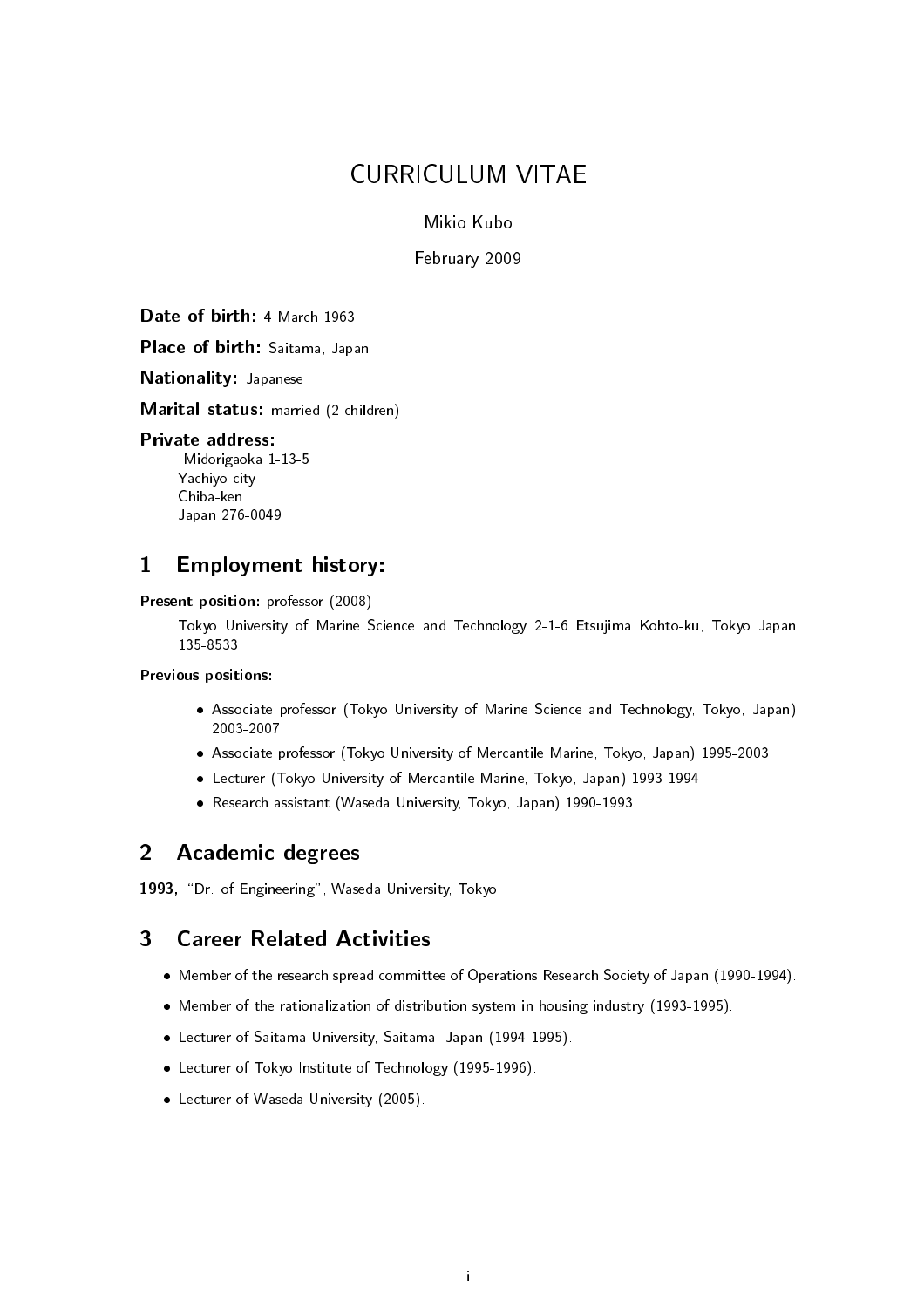# CURRICULUM VITAE

Mikio Kubo

February 2009

**Date of birth:** 4 March 1963

**Place of birth:** Saitama, Japan

**Nationality:** Japanese

**Marital status:** married (2 children)

**Private address:**
Midorigaoka 1-13-5
Yachiyo-city
Chiba-ken
Japan 276-0049

## 1 Employment history:

**Present position:** professor (2008)

Tokyo University of Marine Science and Technology 2-1-6 Etsujima Kohto-ku, Tokyo Japan 135-8533

**Previous positions:**

- Associate professor (Tokyo University of Marine Science and Technology, Tokyo, Japan) 2003-2007
- Associate professor (Tokyo University of Mercantile Marine, Tokyo, Japan) 1995-2003
- Lecturer (Tokyo University of Mercantile Marine, Tokyo, Japan) 1993-1994
- Research assistant (Waseda University, Tokyo, Japan) 1990-1993

## 2 Academic degrees

**1993,** "Dr. of Engineering", Waseda University, Tokyo

## 3 Career Related Activities

- Member of the research spread committee of Operations Research Society of Japan (1990-1994).
- Member of the rationalization of distribution system in housing industry (1993-1995).
- Lecturer of Saitama University, Saitama, Japan (1994-1995).
- Lecturer of Tokyo Institute of Technology (1995-1996).
- Lecturer of Waseda University (2005).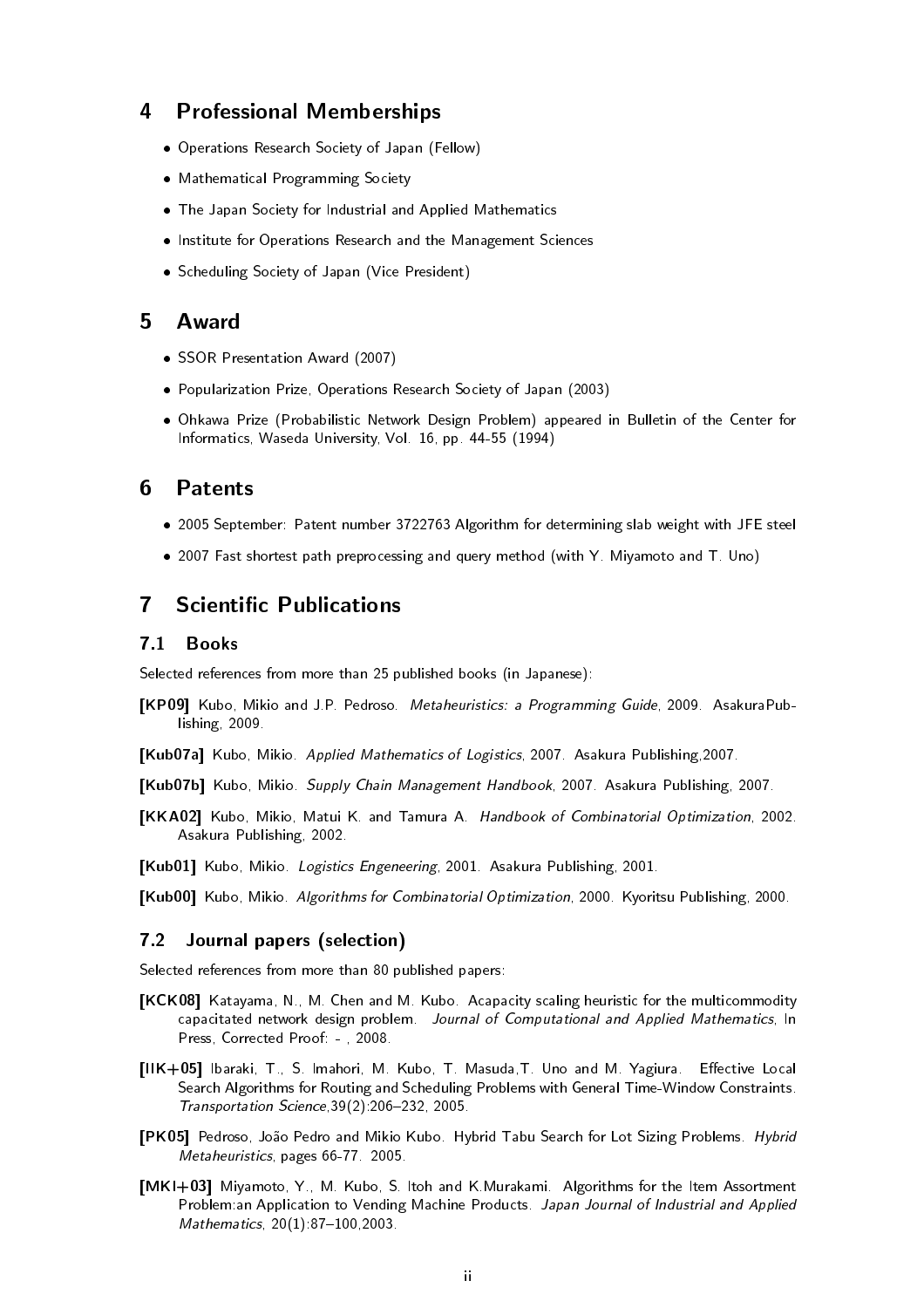## 4 Professional Memberships

- Operations Research Society of Japan (Fellow)
- Mathematical Programming Society
- The Japan Society for Industrial and Applied Mathematics
- Institute for Operations Research and the Management Sciences
- Scheduling Society of Japan (Vice President)

## 5 Award

- SSOR Presentation Award (2007)
- Popularization Prize, Operations Research Society of Japan (2003)
- Ohkawa Prize (Probabilistic Network Design Problem) appeared in Bulletin of the Center for Informatics, Waseda University, Vol. 16, pp. 44-55 (1994)

## 6 Patents

- 2005 September: Patent number 3722763 Algorithm for determining slab weight with JFE steel
- 2007 Fast shortest path preprocessing and query method (with Y. Miyamoto and T. Uno)

## 7 Scientific Publications

### 7.1 Books

Selected references from more than 25 published books (in Japanese):

**[KP09]** Kubo, Mikio and J.P. Pedroso. *Metaheuristics: a Programming Guide*, 2009. AsakuraPublishing, 2009.

**[Kub07a]** Kubo, Mikio. *Applied Mathematics of Logistics*, 2007. Asakura Publishing,2007.

**[Kub07b]** Kubo, Mikio. *Supply Chain Management Handbook*, 2007. Asakura Publishing, 2007.

**[KKA02]** Kubo, Mikio, Matui K. and Tamura A. *Handbook of Combinatorial Optimization*, 2002. Asakura Publishing, 2002.

**[Kub01]** Kubo, Mikio. *Logistics Engeneering*, 2001. Asakura Publishing, 2001.

**[Kub00]** Kubo, Mikio. *Algorithms for Combinatorial Optimization*, 2000. Kyoritsu Publishing, 2000.

### 7.2 Journal papers (selection)

Selected references from more than 80 published papers:

**[KCK08]** Katayama, N., M. Chen and M. Kubo. Acapacity scaling heuristic for the multicommodity capacitated network design problem. *Journal of Computational and Applied Mathematics*, In Press, Corrected Proof: - , 2008.

**[IIK+05]** Ibaraki, T., S. Imahori, M. Kubo, T. Masuda,T. Uno and M. Yagiura. Effective Local Search Algorithms for Routing and Scheduling Problems with General Time-Window Constraints. *Transportation Science*,39(2):206–232, 2005.

**[PK05]** Pedroso, João Pedro and Mikio Kubo. Hybrid Tabu Search for Lot Sizing Problems. *Hybrid Metaheuristics*, pages 66-77. 2005.

**[MKI+03]** Miyamoto, Y., M. Kubo, S. Itoh and K.Murakami. Algorithms for the Item Assortment Problem:an Application to Vending Machine Products. *Japan Journal of Industrial and Applied Mathematics*, 20(1):87–100,2003.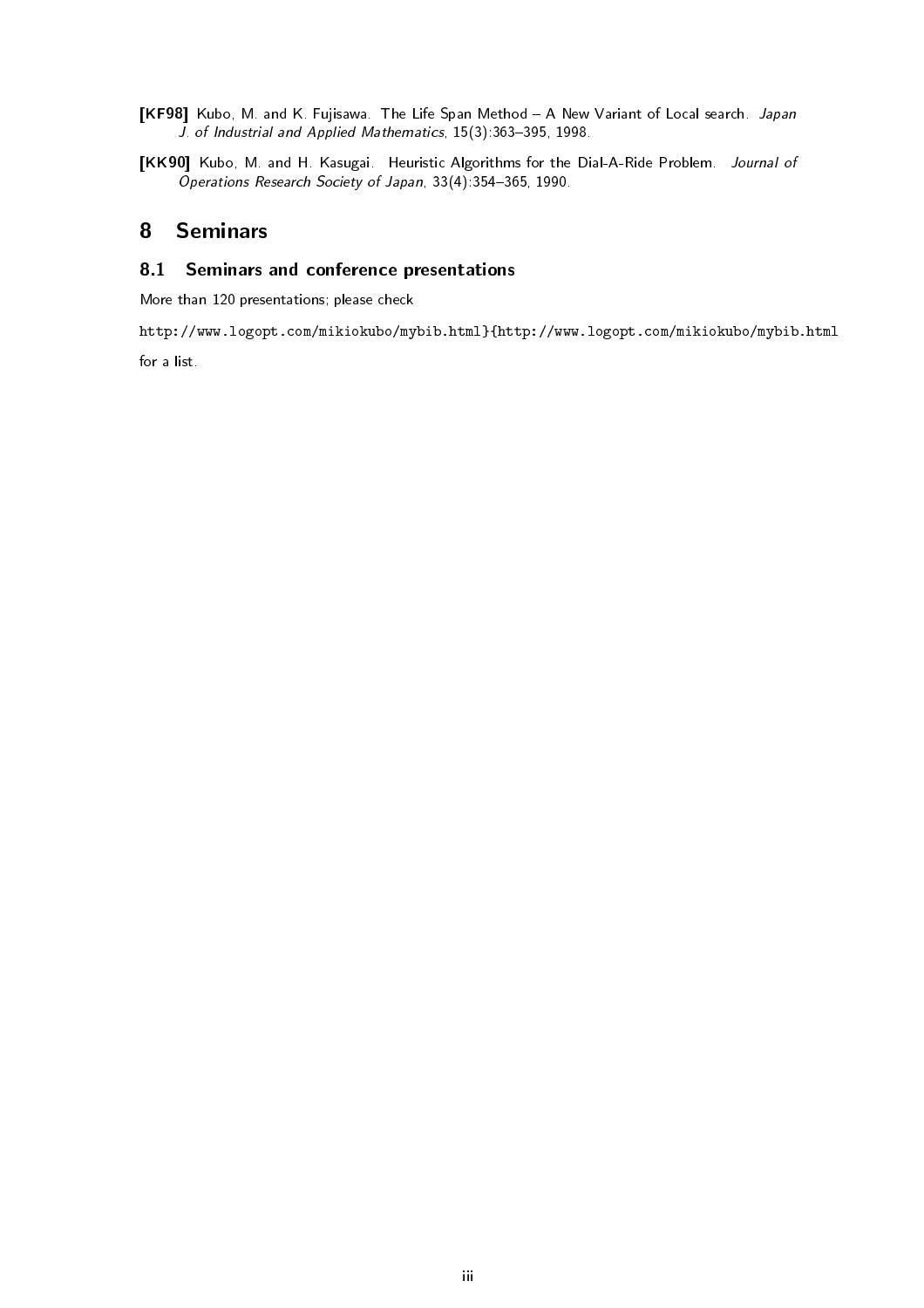**[KF98]** Kubo, M. and K. Fujisawa. The Life Span Method – A New Variant of Local search. *Japan J. of Industrial and Applied Mathematics*, 15(3):363–395, 1998.

**[KK90]** Kubo, M. and H. Kasugai. Heuristic Algorithms for the Dial-A-Ride Problem. *Journal of Operations Research Society of Japan*, 33(4):354–365, 1990.

# 8 Seminars

## 8.1 Seminars and conference presentations

More than 120 presentations; please check

`http://www.logopt.com/mikiokubo/mybib.html}{http://www.logopt.com/mikiokubo/mybib.html`

for a list.